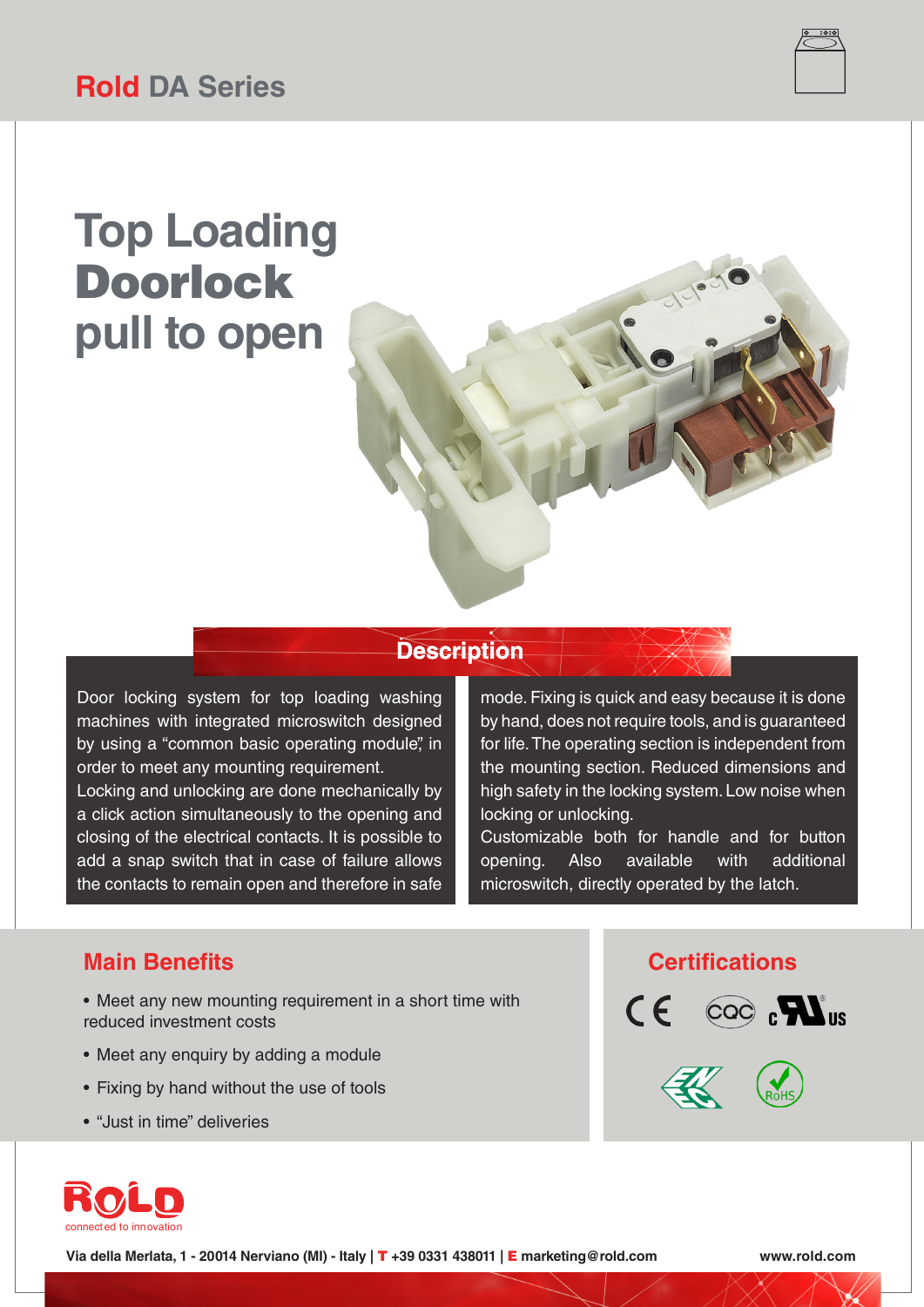**Rold** DA Series

# Top Loading **Doorlock** pull to open

## Description

Door locking system for top loading washing machines with integrated microswitch designed by using a "common basic operating module", in order to meet any mounting requirement.
Locking and unlocking are done mechanically by a click action simultaneously to the opening and closing of the electrical contacts. It is possible to add a snap switch that in case of failure allows the contacts to remain open and therefore in safe mode. Fixing is quick and easy because it is done by hand, does not require tools, and is guaranteed for life. The operating section is independent from the mounting section. Reduced dimensions and high safety in the locking system. Low noise when locking or unlocking.
Customizable both for handle and for button opening. Also available with additional microswitch, directly operated by the latch.

## Main Benefits

- Meet any new mounting requirement in a short time with reduced investment costs
- Meet any enquiry by adding a module
- Fixing by hand without the use of tools
- "Just in time" deliveries

## Certifications

CE, CQC, cULus, ENEC, RoHS

ROLD connected to innovation

**Via della Merlata, 1 - 20014 Nerviano (MI) - Italy | T +39 0331 438011 | E marketing@rold.com** **www.rold.com**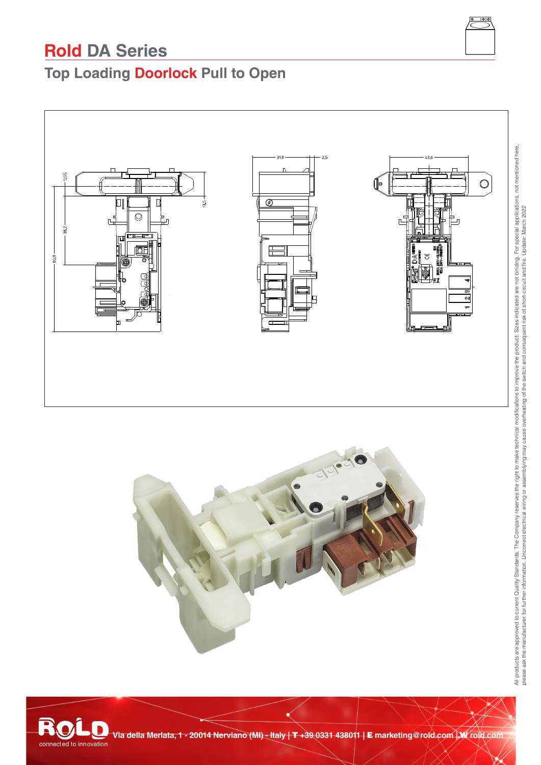# Rold DA Series

## Top Loading Doorlock Pull to Open

5,55

38,2

80,9

13,5

31,8

2,5

43,6

All products are approved to current Quality Standards. The Company reserves the right to make technical modifications to improve the product. Sizes indicated are not binding. For special applications, not mentioned here, please ask the manufacturer for further information. Uncorrect electrical wiring or assemblying may cause overheating of the switch and consequent risk of short-circuit and fire. Update: March 2022

connected to innovation

Via della Merlata, 1 - 20014 Nerviano (MI) - Italy | T +39 0331 438011 | E marketing@rold.com | W rold.com